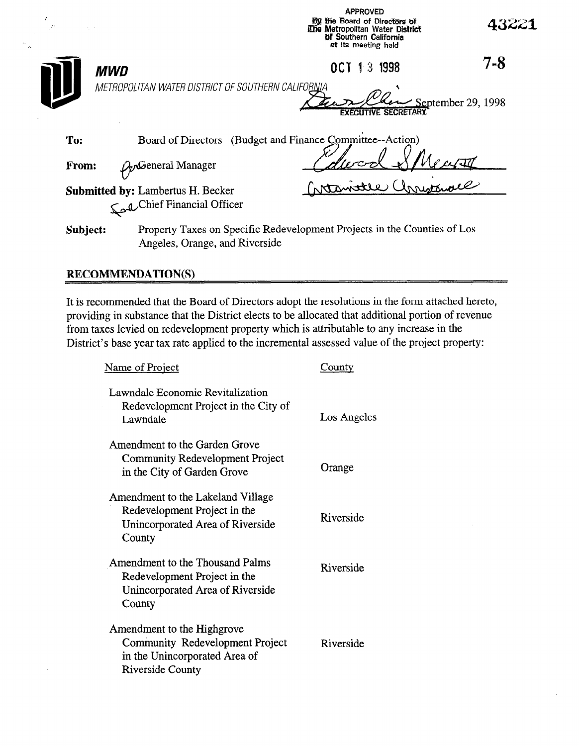APPROVED
By the Board of Directors of
The Metropolitan Water District
of Southern California
at its meeting held

OCT 13 1998

43221

7-8

**MWD**

METROPOLITAN WATER DISTRICT OF SOUTHERN CALIFORNIA

EXECUTIVE SECRETARY

September 29, 1998

**To:** Board of Directors (Budget and Finance Committee--Action)

**From:** General Manager

**Submitted by:** Lambertus H. Becker
Chief Financial Officer

**Subject:** Property Taxes on Specific Redevelopment Projects in the Counties of Los Angeles, Orange, and Riverside

## RECOMMENDATION(S)

It is recommended that the Board of Directors adopt the resolutions in the form attached hereto, providing in substance that the District elects to be allocated that additional portion of revenue from taxes levied on redevelopment property which is attributable to any increase in the District's base year tax rate applied to the incremental assessed value of the project property:

| Name of Project | County |
|---|---|
| Lawndale Economic Revitalization Redevelopment Project in the City of Lawndale | Los Angeles |
| Amendment to the Garden Grove Community Redevelopment Project in the City of Garden Grove | Orange |
| Amendment to the Lakeland Village Redevelopment Project in the Unincorporated Area of Riverside County | Riverside |
| Amendment to the Thousand Palms Redevelopment Project in the Unincorporated Area of Riverside County | Riverside |
| Amendment to the Highgrove Community Redevelopment Project in the Unincorporated Area of Riverside County | Riverside |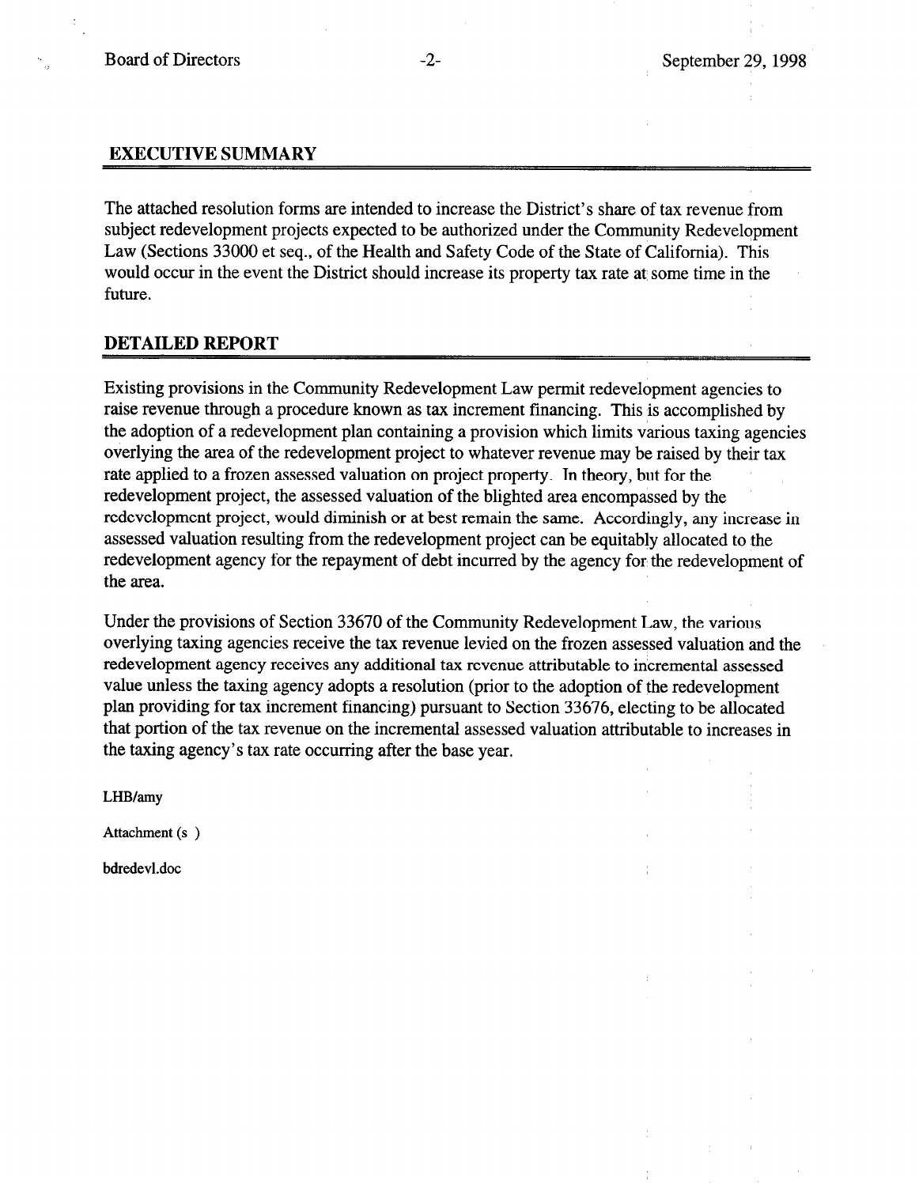## EXECUTIVE SUMMARY

The attached resolution forms are intended to increase the District's share of tax revenue from subject redevelopment projects expected to be authorized under the Community Redevelopment Law (Sections 33000 et seq., of the Health and Safety Code of the State of California). This would occur in the event the District should increase its property tax rate at some time in the future.

## DETAILED REPORT

Existing provisions in the Community Redevelopment Law permit redevelopment agencies to raise revenue through a procedure known as tax increment financing. This is accomplished by the adoption of a redevelopment plan containing a provision which limits various taxing agencies overlying the area of the redevelopment project to whatever revenue may be raised by their tax rate applied to a frozen assessed valuation on project property. In theory, but for the redevelopment project, the assessed valuation of the blighted area encompassed by the redevelopment project, would diminish or at best remain the same. Accordingly, any increase in assessed valuation resulting from the redevelopment project can be equitably allocated to the redevelopment agency for the repayment of debt incurred by the agency for the redevelopment of the area.

Under the provisions of Section 33670 of the Community Redevelopment Law, the various overlying taxing agencies receive the tax revenue levied on the frozen assessed valuation and the redevelopment agency receives any additional tax revenue attributable to incremental assessed value unless the taxing agency adopts a resolution (prior to the adoption of the redevelopment plan providing for tax increment financing) pursuant to Section 33676, electing to be allocated that portion of the tax revenue on the incremental assessed valuation attributable to increases in the taxing agency's tax rate occurring after the base year.

LHB/amy

Attachment (s )

bdredevl.doc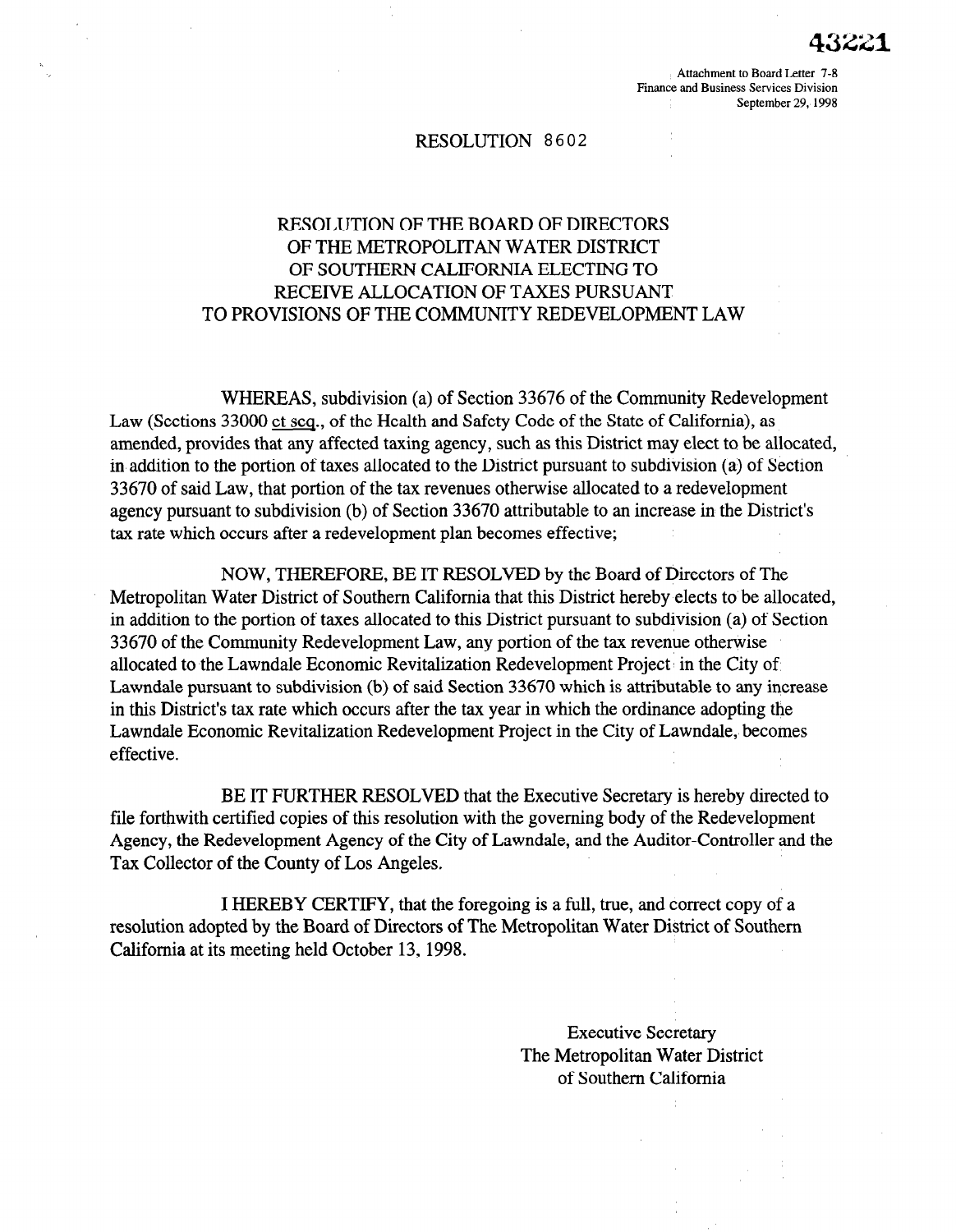43221

Attachment to Board Letter 7-8
Finance and Business Services Division
September 29, 1998

# RESOLUTION 8602

## RESOLUTION OF THE BOARD OF DIRECTORS OF THE METROPOLITAN WATER DISTRICT OF SOUTHERN CALIFORNIA ELECTING TO RECEIVE ALLOCATION OF TAXES PURSUANT TO PROVISIONS OF THE COMMUNITY REDEVELOPMENT LAW

WHEREAS, subdivision (a) of Section 33676 of the Community Redevelopment Law (Sections 33000 et seq., of the Health and Safety Code of the State of California), as amended, provides that any affected taxing agency, such as this District may elect to be allocated, in addition to the portion of taxes allocated to the District pursuant to subdivision (a) of Section 33670 of said Law, that portion of the tax revenues otherwise allocated to a redevelopment agency pursuant to subdivision (b) of Section 33670 attributable to an increase in the District's tax rate which occurs after a redevelopment plan becomes effective;

NOW, THEREFORE, BE IT RESOLVED by the Board of Directors of The Metropolitan Water District of Southern California that this District hereby elects to be allocated, in addition to the portion of taxes allocated to this District pursuant to subdivision (a) of Section 33670 of the Community Redevelopment Law, any portion of the tax revenue otherwise allocated to the Lawndale Economic Revitalization Redevelopment Project in the City of Lawndale pursuant to subdivision (b) of said Section 33670 which is attributable to any increase in this District's tax rate which occurs after the tax year in which the ordinance adopting the Lawndale Economic Revitalization Redevelopment Project in the City of Lawndale, becomes effective.

BE IT FURTHER RESOLVED that the Executive Secretary is hereby directed to file forthwith certified copies of this resolution with the governing body of the Redevelopment Agency, the Redevelopment Agency of the City of Lawndale, and the Auditor-Controller and the Tax Collector of the County of Los Angeles.

I HEREBY CERTIFY, that the foregoing is a full, true, and correct copy of a resolution adopted by the Board of Directors of The Metropolitan Water District of Southern California at its meeting held October 13, 1998.

Executive Secretary
The Metropolitan Water District
of Southern California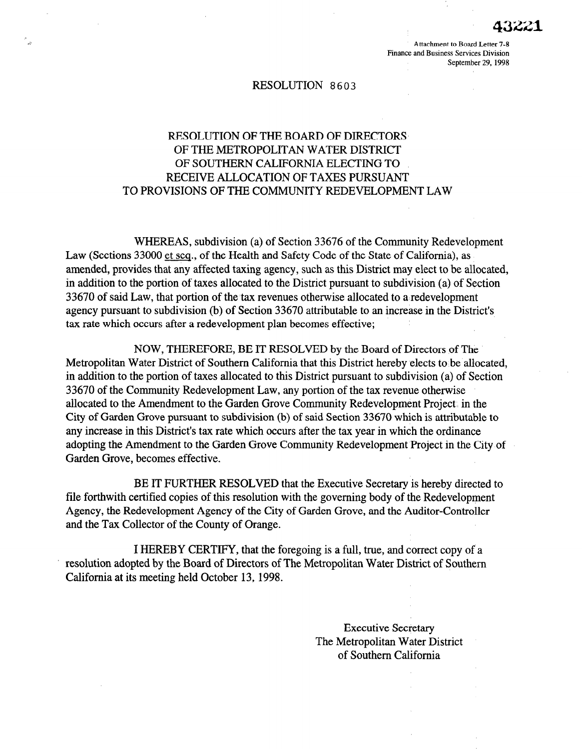43221

Attachment to Board Letter 7-8
Finance and Business Services Division
September 29, 1998

RESOLUTION 8603

## RESOLUTION OF THE BOARD OF DIRECTORS OF THE METROPOLITAN WATER DISTRICT OF SOUTHERN CALIFORNIA ELECTING TO RECEIVE ALLOCATION OF TAXES PURSUANT TO PROVISIONS OF THE COMMUNITY REDEVELOPMENT LAW

WHEREAS, subdivision (a) of Section 33676 of the Community Redevelopment Law (Sections 33000 et seq., of the Health and Safety Code of the State of California), as amended, provides that any affected taxing agency, such as this District may elect to be allocated, in addition to the portion of taxes allocated to the District pursuant to subdivision (a) of Section 33670 of said Law, that portion of the tax revenues otherwise allocated to a redevelopment agency pursuant to subdivision (b) of Section 33670 attributable to an increase in the District's tax rate which occurs after a redevelopment plan becomes effective;

NOW, THEREFORE, BE IT RESOLVED by the Board of Directors of The Metropolitan Water District of Southern California that this District hereby elects to be allocated, in addition to the portion of taxes allocated to this District pursuant to subdivision (a) of Section 33670 of the Community Redevelopment Law, any portion of the tax revenue otherwise allocated to the Amendment to the Garden Grove Community Redevelopment Project in the City of Garden Grove pursuant to subdivision (b) of said Section 33670 which is attributable to any increase in this District's tax rate which occurs after the tax year in which the ordinance adopting the Amendment to the Garden Grove Community Redevelopment Project in the City of Garden Grove, becomes effective.

BE IT FURTHER RESOLVED that the Executive Secretary is hereby directed to file forthwith certified copies of this resolution with the governing body of the Redevelopment Agency, the Redevelopment Agency of the City of Garden Grove, and the Auditor-Controller and the Tax Collector of the County of Orange.

I HEREBY CERTIFY, that the foregoing is a full, true, and correct copy of a resolution adopted by the Board of Directors of The Metropolitan Water District of Southern California at its meeting held October 13, 1998.

Executive Secretary
The Metropolitan Water District
of Southern California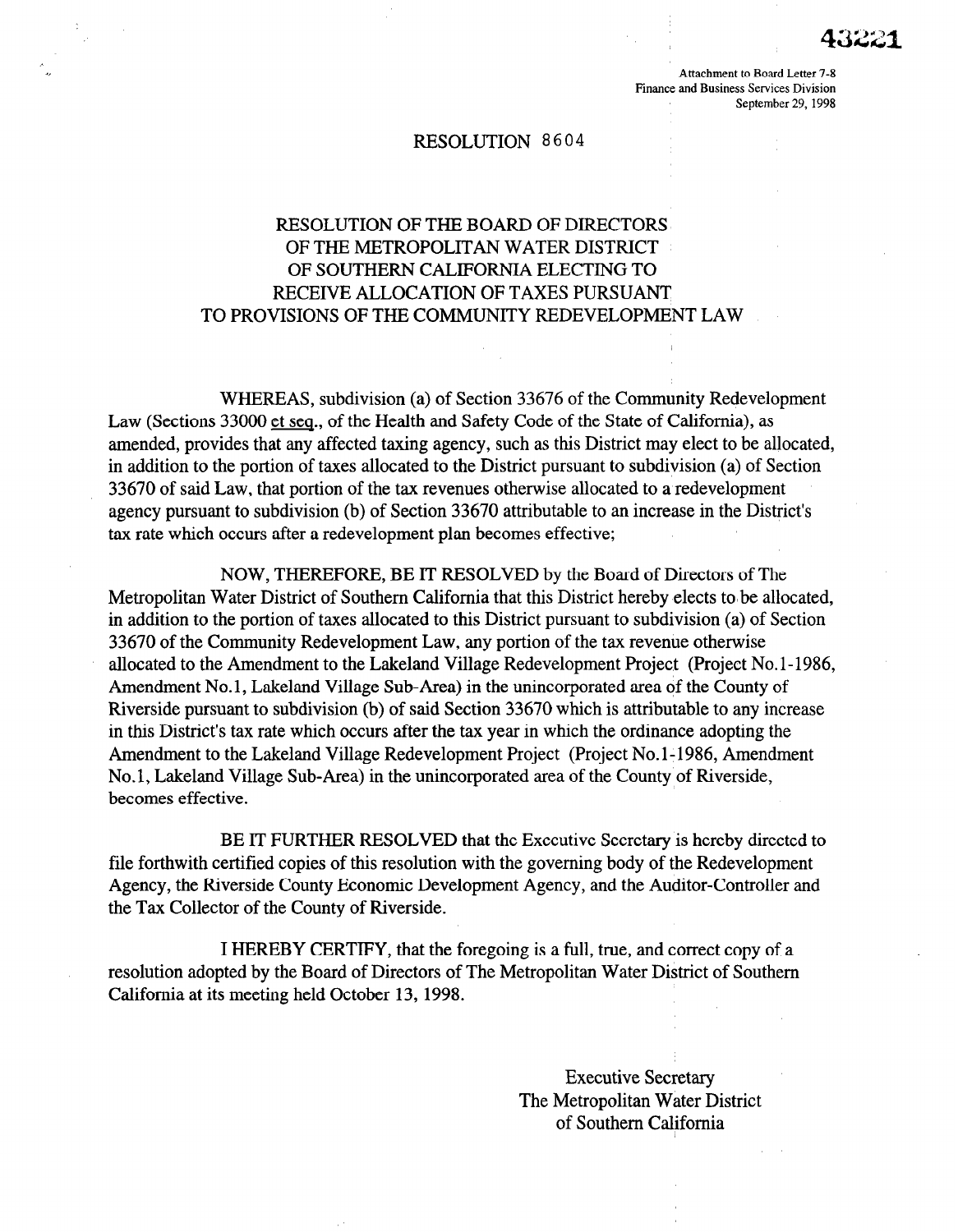43221

Attachment to Board Letter 7-8
Finance and Business Services Division
September 29, 1998

# RESOLUTION 8604

## RESOLUTION OF THE BOARD OF DIRECTORS OF THE METROPOLITAN WATER DISTRICT OF SOUTHERN CALIFORNIA ELECTING TO RECEIVE ALLOCATION OF TAXES PURSUANT TO PROVISIONS OF THE COMMUNITY REDEVELOPMENT LAW

WHEREAS, subdivision (a) of Section 33676 of the Community Redevelopment Law (Sections 33000 et seq., of the Health and Safety Code of the State of California), as amended, provides that any affected taxing agency, such as this District may elect to be allocated, in addition to the portion of taxes allocated to the District pursuant to subdivision (a) of Section 33670 of said Law, that portion of the tax revenues otherwise allocated to a redevelopment agency pursuant to subdivision (b) of Section 33670 attributable to an increase in the District's tax rate which occurs after a redevelopment plan becomes effective;

NOW, THEREFORE, BE IT RESOLVED by the Board of Directors of The Metropolitan Water District of Southern California that this District hereby elects to be allocated, in addition to the portion of taxes allocated to this District pursuant to subdivision (a) of Section 33670 of the Community Redevelopment Law, any portion of the tax revenue otherwise allocated to the Amendment to the Lakeland Village Redevelopment Project (Project No.1-1986, Amendment No.1, Lakeland Village Sub-Area) in the unincorporated area of the County of Riverside pursuant to subdivision (b) of said Section 33670 which is attributable to any increase in this District's tax rate which occurs after the tax year in which the ordinance adopting the Amendment to the Lakeland Village Redevelopment Project (Project No.1-1986, Amendment No.1, Lakeland Village Sub-Area) in the unincorporated area of the County of Riverside, becomes effective.

BE IT FURTHER RESOLVED that the Executive Secretary is hereby directed to file forthwith certified copies of this resolution with the governing body of the Redevelopment Agency, the Riverside County Economic Development Agency, and the Auditor-Controller and the Tax Collector of the County of Riverside.

I HEREBY CERTIFY, that the foregoing is a full, true, and correct copy of a resolution adopted by the Board of Directors of The Metropolitan Water District of Southern California at its meeting held October 13, 1998.

Executive Secretary
The Metropolitan Water District
of Southern California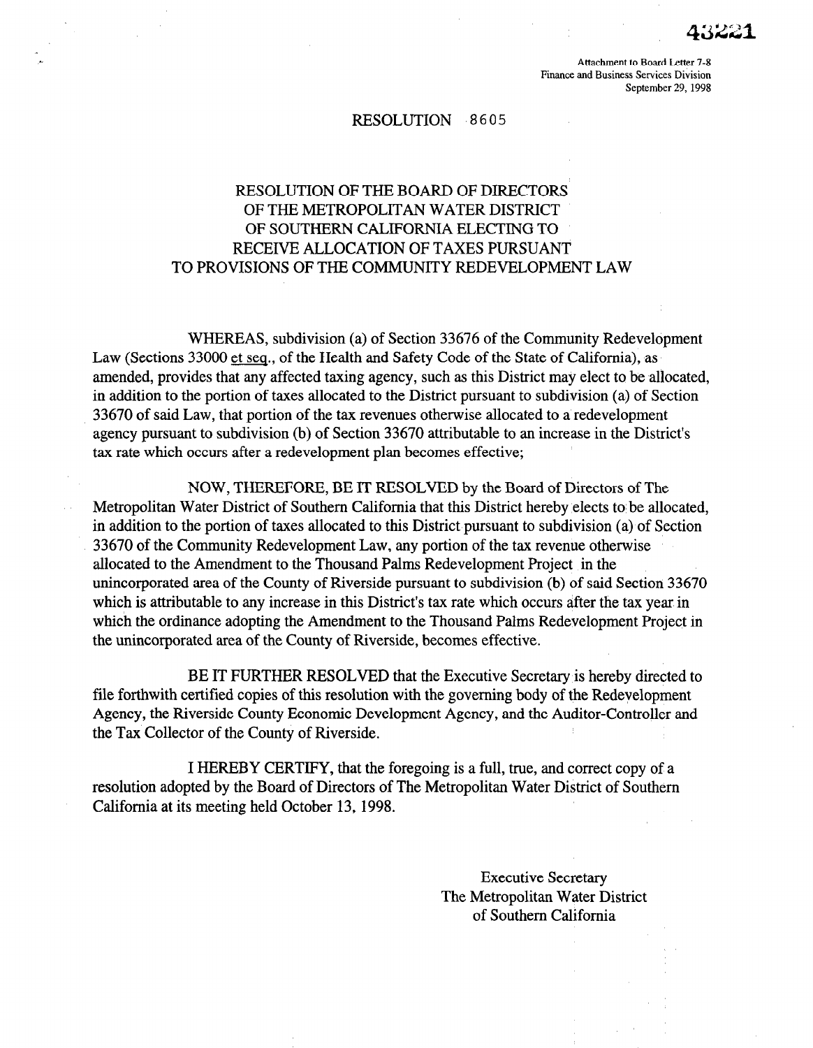43221

Attachment to Board Letter 7-8
Finance and Business Services Division
September 29, 1998

# RESOLUTION 8605

## RESOLUTION OF THE BOARD OF DIRECTORS OF THE METROPOLITAN WATER DISTRICT OF SOUTHERN CALIFORNIA ELECTING TO RECEIVE ALLOCATION OF TAXES PURSUANT TO PROVISIONS OF THE COMMUNITY REDEVELOPMENT LAW

WHEREAS, subdivision (a) of Section 33676 of the Community Redevelopment Law (Sections 33000 et seq., of the Health and Safety Code of the State of California), as amended, provides that any affected taxing agency, such as this District may elect to be allocated, in addition to the portion of taxes allocated to the District pursuant to subdivision (a) of Section 33670 of said Law, that portion of the tax revenues otherwise allocated to a redevelopment agency pursuant to subdivision (b) of Section 33670 attributable to an increase in the District's tax rate which occurs after a redevelopment plan becomes effective;

NOW, THEREFORE, BE IT RESOLVED by the Board of Directors of The Metropolitan Water District of Southern California that this District hereby elects to be allocated, in addition to the portion of taxes allocated to this District pursuant to subdivision (a) of Section 33670 of the Community Redevelopment Law, any portion of the tax revenue otherwise allocated to the Amendment to the Thousand Palms Redevelopment Project in the unincorporated area of the County of Riverside pursuant to subdivision (b) of said Section 33670 which is attributable to any increase in this District's tax rate which occurs after the tax year in which the ordinance adopting the Amendment to the Thousand Palms Redevelopment Project in the unincorporated area of the County of Riverside, becomes effective.

BE IT FURTHER RESOLVED that the Executive Secretary is hereby directed to file forthwith certified copies of this resolution with the governing body of the Redevelopment Agency, the Riverside County Economic Development Agency, and the Auditor-Controller and the Tax Collector of the County of Riverside.

I HEREBY CERTIFY, that the foregoing is a full, true, and correct copy of a resolution adopted by the Board of Directors of The Metropolitan Water District of Southern California at its meeting held October 13, 1998.

Executive Secretary
The Metropolitan Water District
of Southern California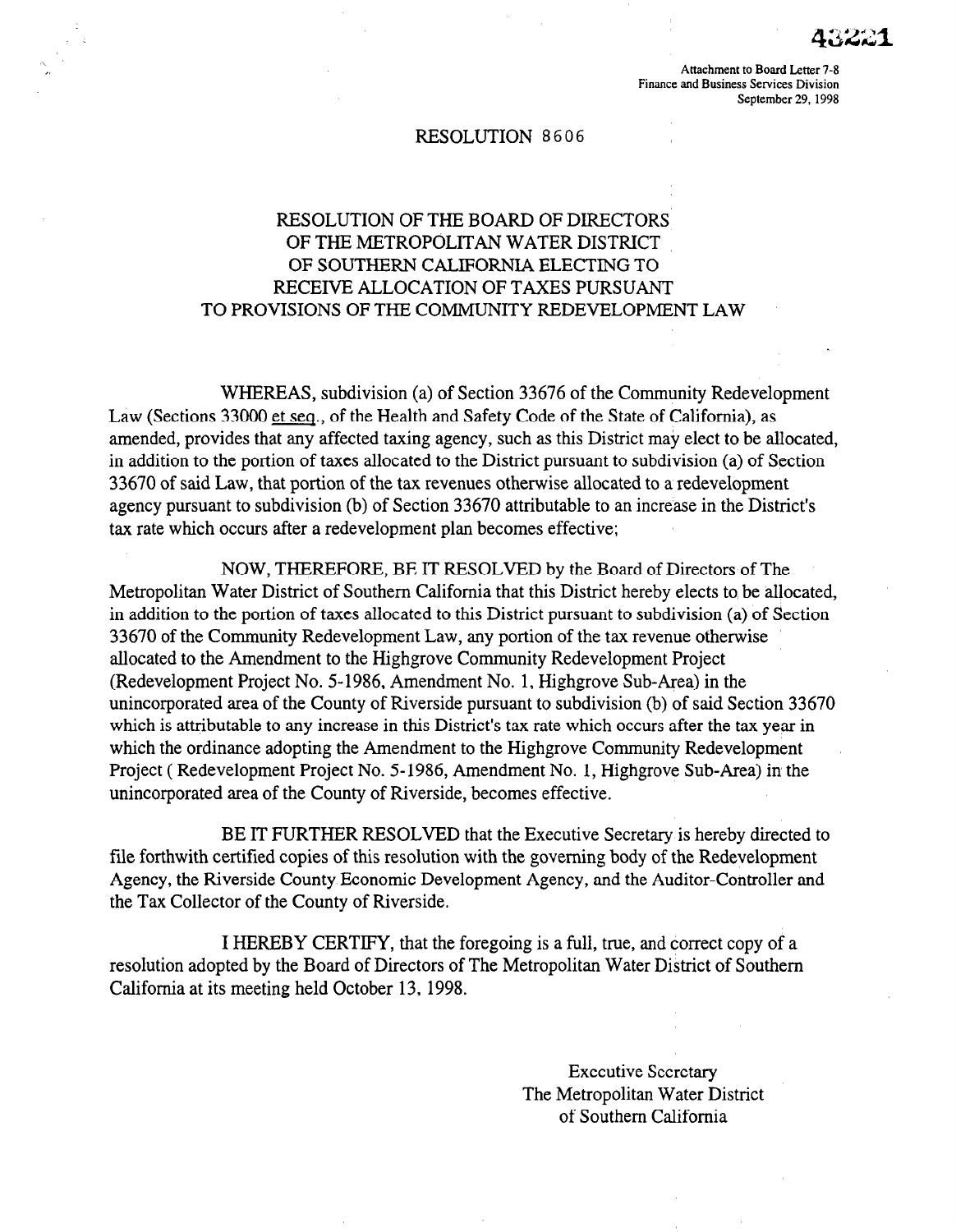43221

Attachment to Board Letter 7-8
Finance and Business Services Division
September 29, 1998

RESOLUTION 8606

# RESOLUTION OF THE BOARD OF DIRECTORS OF THE METROPOLITAN WATER DISTRICT OF SOUTHERN CALIFORNIA ELECTING TO RECEIVE ALLOCATION OF TAXES PURSUANT TO PROVISIONS OF THE COMMUNITY REDEVELOPMENT LAW

WHEREAS, subdivision (a) of Section 33676 of the Community Redevelopment Law (Sections 33000 et seq., of the Health and Safety Code of the State of California), as amended, provides that any affected taxing agency, such as this District may elect to be allocated, in addition to the portion of taxes allocated to the District pursuant to subdivision (a) of Section 33670 of said Law, that portion of the tax revenues otherwise allocated to a redevelopment agency pursuant to subdivision (b) of Section 33670 attributable to an increase in the District's tax rate which occurs after a redevelopment plan becomes effective;

NOW, THEREFORE, BE IT RESOLVED by the Board of Directors of The Metropolitan Water District of Southern California that this District hereby elects to be allocated, in addition to the portion of taxes allocated to this District pursuant to subdivision (a) of Section 33670 of the Community Redevelopment Law, any portion of the tax revenue otherwise allocated to the Amendment to the Highgrove Community Redevelopment Project (Redevelopment Project No. 5-1986, Amendment No. 1, Highgrove Sub-Area) in the unincorporated area of the County of Riverside pursuant to subdivision (b) of said Section 33670 which is attributable to any increase in this District's tax rate which occurs after the tax year in which the ordinance adopting the Amendment to the Highgrove Community Redevelopment Project ( Redevelopment Project No. 5-1986, Amendment No. 1, Highgrove Sub-Area) in the unincorporated area of the County of Riverside, becomes effective.

BE IT FURTHER RESOLVED that the Executive Secretary is hereby directed to file forthwith certified copies of this resolution with the governing body of the Redevelopment Agency, the Riverside County Economic Development Agency, and the Auditor-Controller and the Tax Collector of the County of Riverside.

I HEREBY CERTIFY, that the foregoing is a full, true, and correct copy of a resolution adopted by the Board of Directors of The Metropolitan Water District of Southern California at its meeting held October 13, 1998.

Executive Secretary
The Metropolitan Water District
of Southern California